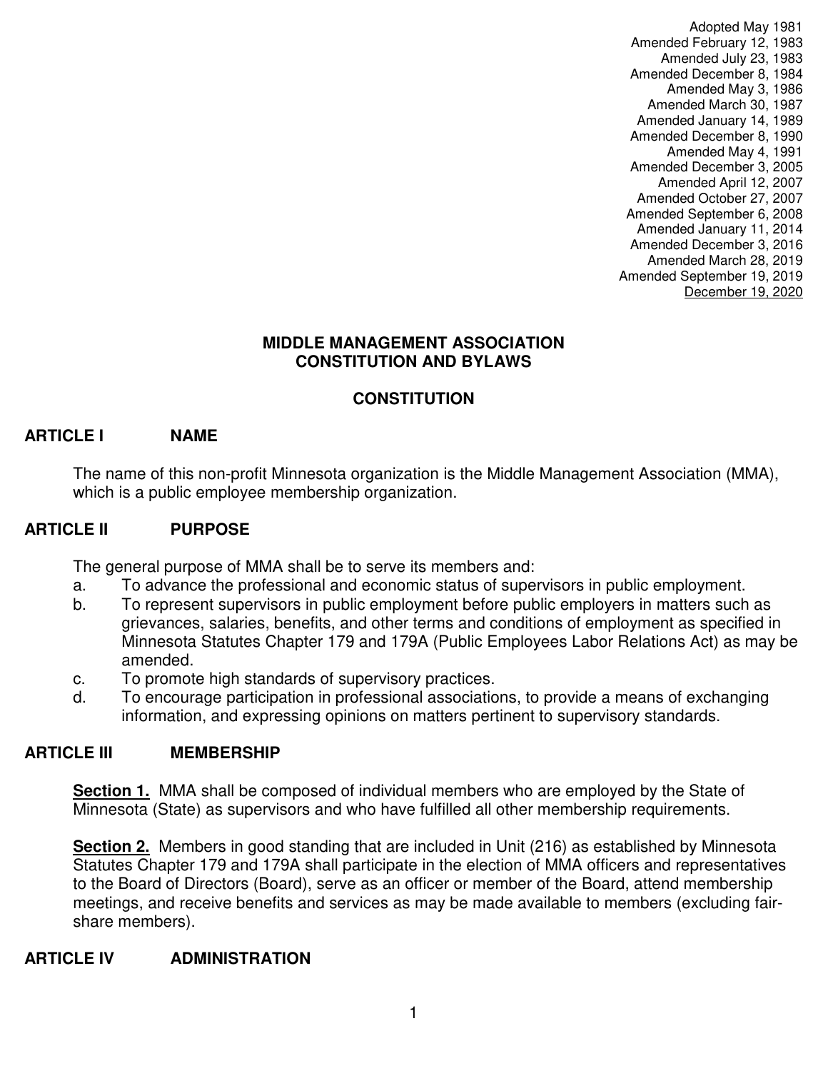Adopted May 1981
Amended February 12, 1983
Amended July 23, 1983
Amended December 8, 1984
Amended May 3, 1986
Amended March 30, 1987
Amended January 14, 1989
Amended December 8, 1990
Amended May 4, 1991
Amended December 3, 2005
Amended April 12, 2007
Amended October 27, 2007
Amended September 6, 2008
Amended January 11, 2014
Amended December 3, 2016
Amended March 28, 2019
Amended September 19, 2019
December 19, 2020

# MIDDLE MANAGEMENT ASSOCIATION CONSTITUTION AND BYLAWS

## CONSTITUTION

### ARTICLE I NAME

The name of this non-profit Minnesota organization is the Middle Management Association (MMA), which is a public employee membership organization.

### ARTICLE II PURPOSE

The general purpose of MMA shall be to serve its members and:

a. To advance the professional and economic status of supervisors in public employment.
b. To represent supervisors in public employment before public employers in matters such as grievances, salaries, benefits, and other terms and conditions of employment as specified in Minnesota Statutes Chapter 179 and 179A (Public Employees Labor Relations Act) as may be amended.
c. To promote high standards of supervisory practices.
d. To encourage participation in professional associations, to provide a means of exchanging information, and expressing opinions on matters pertinent to supervisory standards.

### ARTICLE III MEMBERSHIP

**Section 1.** MMA shall be composed of individual members who are employed by the State of Minnesota (State) as supervisors and who have fulfilled all other membership requirements.

**Section 2.** Members in good standing that are included in Unit (216) as established by Minnesota Statutes Chapter 179 and 179A shall participate in the election of MMA officers and representatives to the Board of Directors (Board), serve as an officer or member of the Board, attend membership meetings, and receive benefits and services as may be made available to members (excluding fair-share members).

### ARTICLE IV ADMINISTRATION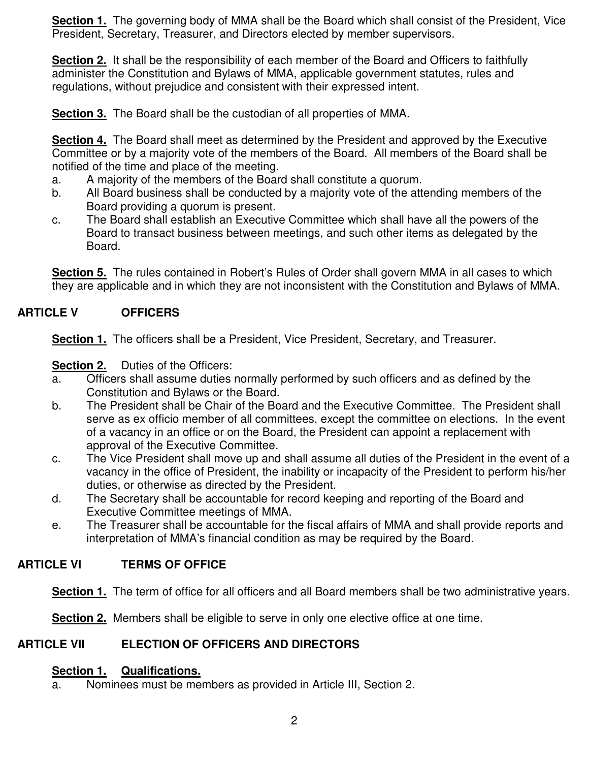**Section 1.** The governing body of MMA shall be the Board which shall consist of the President, Vice President, Secretary, Treasurer, and Directors elected by member supervisors.

**Section 2.** It shall be the responsibility of each member of the Board and Officers to faithfully administer the Constitution and Bylaws of MMA, applicable government statutes, rules and regulations, without prejudice and consistent with their expressed intent.

**Section 3.** The Board shall be the custodian of all properties of MMA.

**Section 4.** The Board shall meet as determined by the President and approved by the Executive Committee or by a majority vote of the members of the Board. All members of the Board shall be notified of the time and place of the meeting.

a. A majority of the members of the Board shall constitute a quorum.

b. All Board business shall be conducted by a majority vote of the attending members of the Board providing a quorum is present.

c. The Board shall establish an Executive Committee which shall have all the powers of the Board to transact business between meetings, and such other items as delegated by the Board.

**Section 5.** The rules contained in Robert's Rules of Order shall govern MMA in all cases to which they are applicable and in which they are not inconsistent with the Constitution and Bylaws of MMA.

## ARTICLE V OFFICERS

**Section 1.** The officers shall be a President, Vice President, Secretary, and Treasurer.

**Section 2.** Duties of the Officers:

a. Officers shall assume duties normally performed by such officers and as defined by the Constitution and Bylaws or the Board.

b. The President shall be Chair of the Board and the Executive Committee. The President shall serve as ex officio member of all committees, except the committee on elections. In the event of a vacancy in an office or on the Board, the President can appoint a replacement with approval of the Executive Committee.

c. The Vice President shall move up and shall assume all duties of the President in the event of a vacancy in the office of President, the inability or incapacity of the President to perform his/her duties, or otherwise as directed by the President.

d. The Secretary shall be accountable for record keeping and reporting of the Board and Executive Committee meetings of MMA.

e. The Treasurer shall be accountable for the fiscal affairs of MMA and shall provide reports and interpretation of MMA's financial condition as may be required by the Board.

## ARTICLE VI TERMS OF OFFICE

**Section 1.** The term of office for all officers and all Board members shall be two administrative years.

**Section 2.** Members shall be eligible to serve in only one elective office at one time.

## ARTICLE VII ELECTION OF OFFICERS AND DIRECTORS

**Section 1. Qualifications.**

a. Nominees must be members as provided in Article III, Section 2.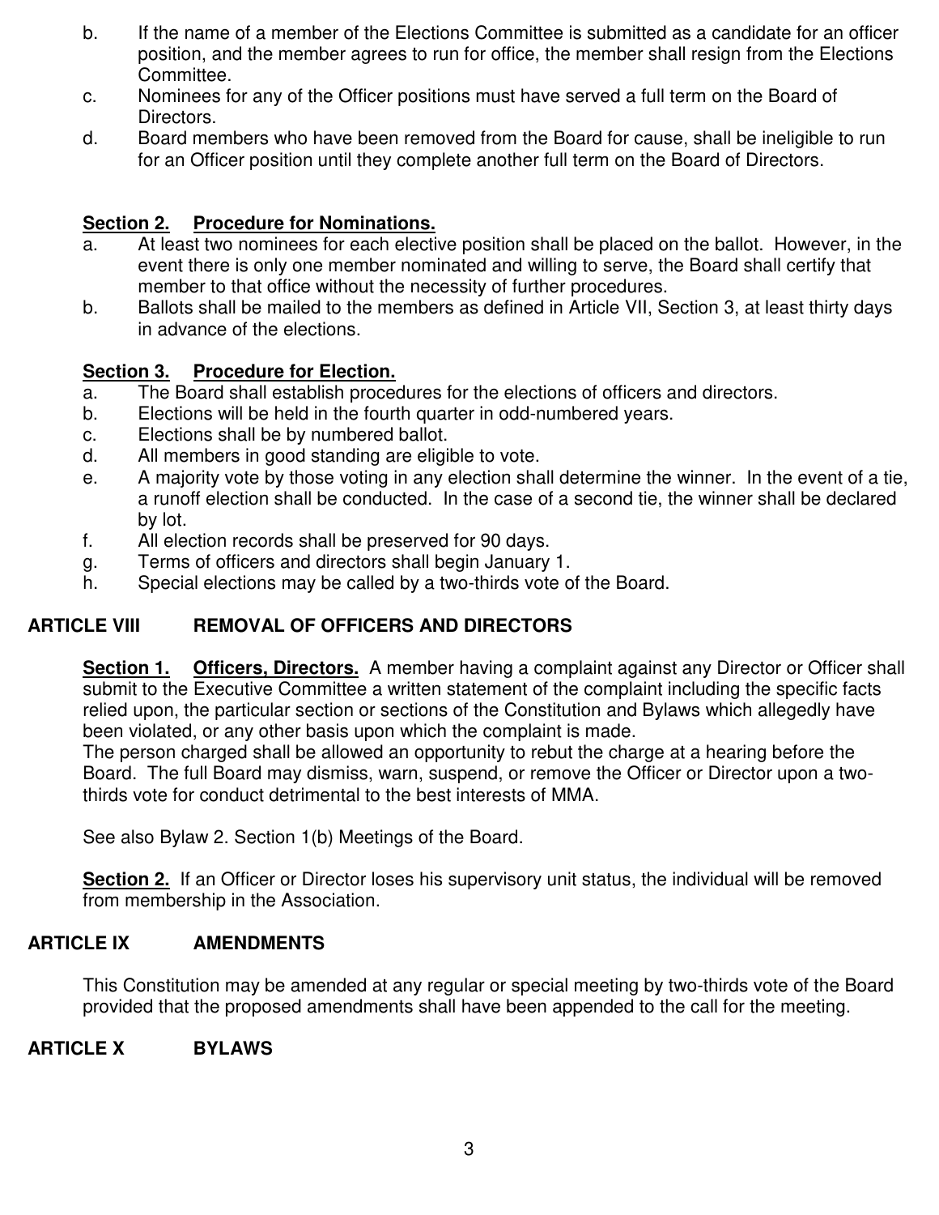b. If the name of a member of the Elections Committee is submitted as a candidate for an officer position, and the member agrees to run for office, the member shall resign from the Elections Committee.
c. Nominees for any of the Officer positions must have served a full term on the Board of Directors.
d. Board members who have been removed from the Board for cause, shall be ineligible to run for an Officer position until they complete another full term on the Board of Directors.

**Section 2. Procedure for Nominations.**

a. At least two nominees for each elective position shall be placed on the ballot. However, in the event there is only one member nominated and willing to serve, the Board shall certify that member to that office without the necessity of further procedures.
b. Ballots shall be mailed to the members as defined in Article VII, Section 3, at least thirty days in advance of the elections.

**Section 3. Procedure for Election.**

a. The Board shall establish procedures for the elections of officers and directors.
b. Elections will be held in the fourth quarter in odd-numbered years.
c. Elections shall be by numbered ballot.
d. All members in good standing are eligible to vote.
e. A majority vote by those voting in any election shall determine the winner. In the event of a tie, a runoff election shall be conducted. In the case of a second tie, the winner shall be declared by lot.
f. All election records shall be preserved for 90 days.
g. Terms of officers and directors shall begin January 1.
h. Special elections may be called by a two-thirds vote of the Board.

## ARTICLE VIII REMOVAL OF OFFICERS AND DIRECTORS

**Section 1. Officers, Directors.** A member having a complaint against any Director or Officer shall submit to the Executive Committee a written statement of the complaint including the specific facts relied upon, the particular section or sections of the Constitution and Bylaws which allegedly have been violated, or any other basis upon which the complaint is made.
The person charged shall be allowed an opportunity to rebut the charge at a hearing before the Board. The full Board may dismiss, warn, suspend, or remove the Officer or Director upon a two-thirds vote for conduct detrimental to the best interests of MMA.

See also Bylaw 2. Section 1(b) Meetings of the Board.

**Section 2.** If an Officer or Director loses his supervisory unit status, the individual will be removed from membership in the Association.

## ARTICLE IX AMENDMENTS

This Constitution may be amended at any regular or special meeting by two-thirds vote of the Board provided that the proposed amendments shall have been appended to the call for the meeting.

## ARTICLE X BYLAWS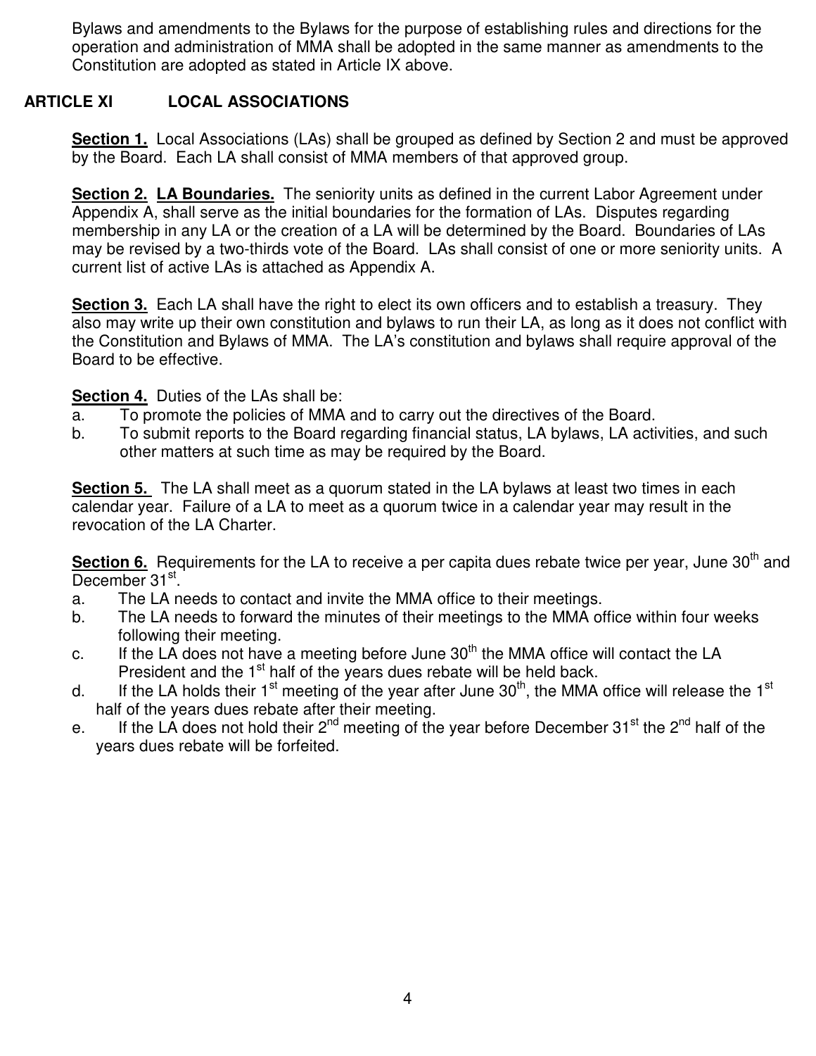Bylaws and amendments to the Bylaws for the purpose of establishing rules and directions for the operation and administration of MMA shall be adopted in the same manner as amendments to the Constitution are adopted as stated in Article IX above.

## ARTICLE XI LOCAL ASSOCIATIONS

**Section 1.** Local Associations (LAs) shall be grouped as defined by Section 2 and must be approved by the Board. Each LA shall consist of MMA members of that approved group.

**Section 2. LA Boundaries.** The seniority units as defined in the current Labor Agreement under Appendix A, shall serve as the initial boundaries for the formation of LAs. Disputes regarding membership in any LA or the creation of a LA will be determined by the Board. Boundaries of LAs may be revised by a two-thirds vote of the Board. LAs shall consist of one or more seniority units. A current list of active LAs is attached as Appendix A.

**Section 3.** Each LA shall have the right to elect its own officers and to establish a treasury. They also may write up their own constitution and bylaws to run their LA, as long as it does not conflict with the Constitution and Bylaws of MMA. The LA's constitution and bylaws shall require approval of the Board to be effective.

**Section 4.** Duties of the LAs shall be:

a. To promote the policies of MMA and to carry out the directives of the Board.

b. To submit reports to the Board regarding financial status, LA bylaws, LA activities, and such other matters at such time as may be required by the Board.

**Section 5.** The LA shall meet as a quorum stated in the LA bylaws at least two times in each calendar year. Failure of a LA to meet as a quorum twice in a calendar year may result in the revocation of the LA Charter.

**Section 6.** Requirements for the LA to receive a per capita dues rebate twice per year, June 30th and December 31st.

a. The LA needs to contact and invite the MMA office to their meetings.

b. The LA needs to forward the minutes of their meetings to the MMA office within four weeks following their meeting.

c. If the LA does not have a meeting before June 30th the MMA office will contact the LA President and the 1st half of the years dues rebate will be held back.

d. If the LA holds their 1st meeting of the year after June 30th, the MMA office will release the 1st half of the years dues rebate after their meeting.

e. If the LA does not hold their 2nd meeting of the year before December 31st the 2nd half of the years dues rebate will be forfeited.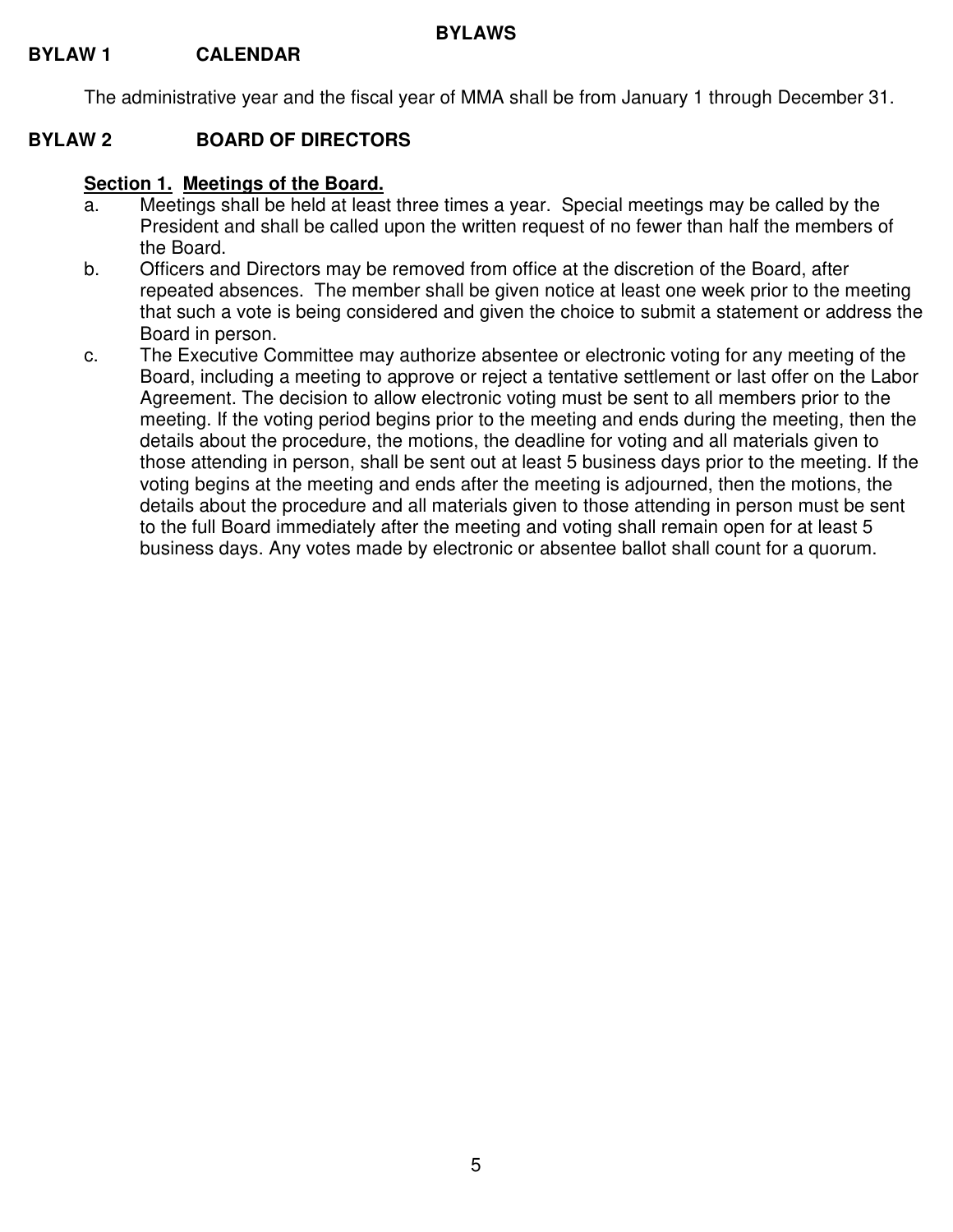# BYLAWS

## BYLAW 1 CALENDAR

The administrative year and the fiscal year of MMA shall be from January 1 through December 31.

## BYLAW 2 BOARD OF DIRECTORS

### Section 1. Meetings of the Board.

a. Meetings shall be held at least three times a year. Special meetings may be called by the President and shall be called upon the written request of no fewer than half the members of the Board.

b. Officers and Directors may be removed from office at the discretion of the Board, after repeated absences. The member shall be given notice at least one week prior to the meeting that such a vote is being considered and given the choice to submit a statement or address the Board in person.

c. The Executive Committee may authorize absentee or electronic voting for any meeting of the Board, including a meeting to approve or reject a tentative settlement or last offer on the Labor Agreement. The decision to allow electronic voting must be sent to all members prior to the meeting. If the voting period begins prior to the meeting and ends during the meeting, then the details about the procedure, the motions, the deadline for voting and all materials given to those attending in person, shall be sent out at least 5 business days prior to the meeting. If the voting begins at the meeting and ends after the meeting is adjourned, then the motions, the details about the procedure and all materials given to those attending in person must be sent to the full Board immediately after the meeting and voting shall remain open for at least 5 business days. Any votes made by electronic or absentee ballot shall count for a quorum.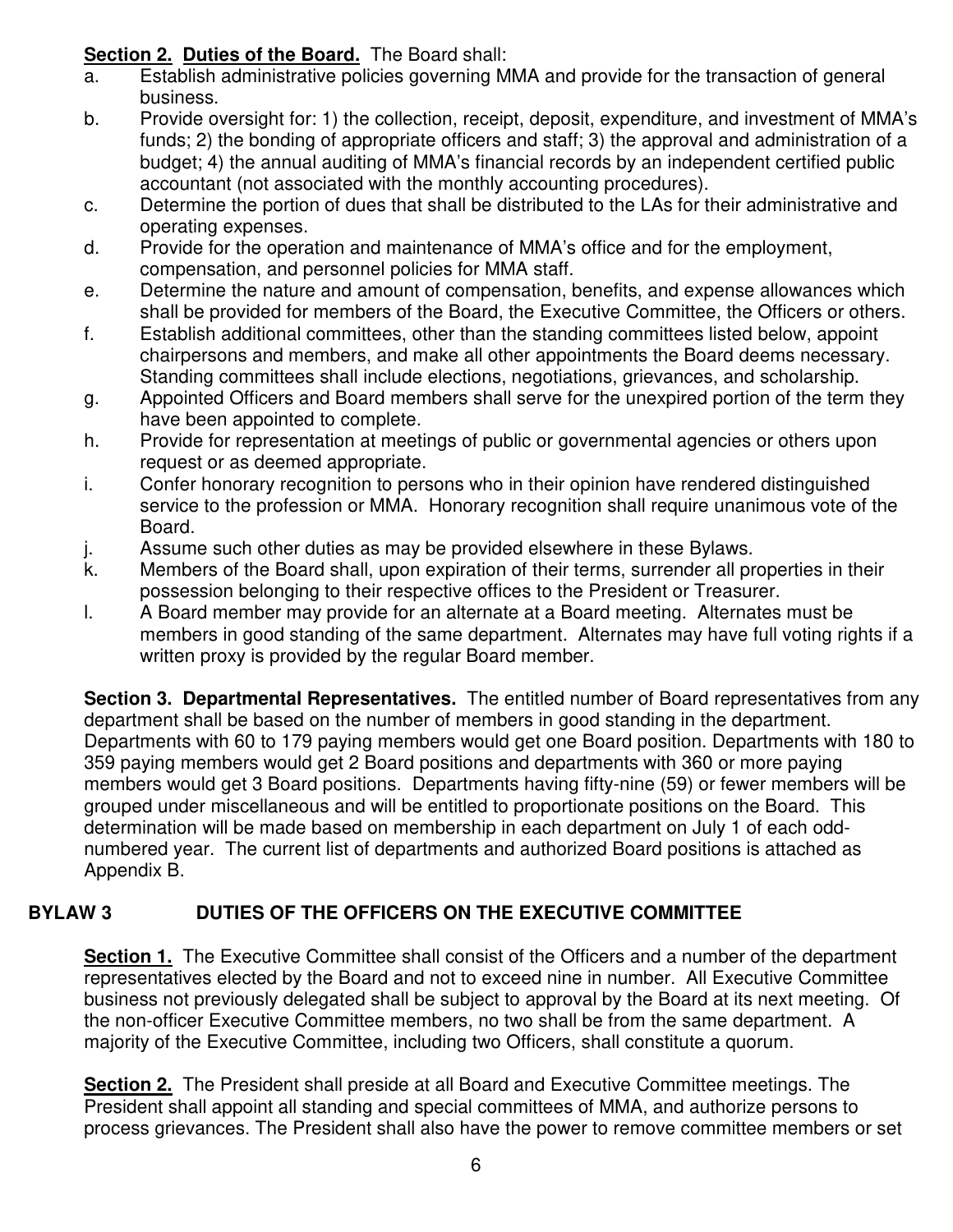**Section 2. Duties of the Board.** The Board shall:

a. Establish administrative policies governing MMA and provide for the transaction of general business.

b. Provide oversight for: 1) the collection, receipt, deposit, expenditure, and investment of MMA's funds; 2) the bonding of appropriate officers and staff; 3) the approval and administration of a budget; 4) the annual auditing of MMA's financial records by an independent certified public accountant (not associated with the monthly accounting procedures).

c. Determine the portion of dues that shall be distributed to the LAs for their administrative and operating expenses.

d. Provide for the operation and maintenance of MMA's office and for the employment, compensation, and personnel policies for MMA staff.

e. Determine the nature and amount of compensation, benefits, and expense allowances which shall be provided for members of the Board, the Executive Committee, the Officers or others.

f. Establish additional committees, other than the standing committees listed below, appoint chairpersons and members, and make all other appointments the Board deems necessary. Standing committees shall include elections, negotiations, grievances, and scholarship.

g. Appointed Officers and Board members shall serve for the unexpired portion of the term they have been appointed to complete.

h. Provide for representation at meetings of public or governmental agencies or others upon request or as deemed appropriate.

i. Confer honorary recognition to persons who in their opinion have rendered distinguished service to the profession or MMA. Honorary recognition shall require unanimous vote of the Board.

j. Assume such other duties as may be provided elsewhere in these Bylaws.

k. Members of the Board shall, upon expiration of their terms, surrender all properties in their possession belonging to their respective offices to the President or Treasurer.

l. A Board member may provide for an alternate at a Board meeting. Alternates must be members in good standing of the same department. Alternates may have full voting rights if a written proxy is provided by the regular Board member.

**Section 3. Departmental Representatives.** The entitled number of Board representatives from any department shall be based on the number of members in good standing in the department. Departments with 60 to 179 paying members would get one Board position. Departments with 180 to 359 paying members would get 2 Board positions and departments with 360 or more paying members would get 3 Board positions. Departments having fifty-nine (59) or fewer members will be grouped under miscellaneous and will be entitled to proportionate positions on the Board. This determination will be made based on membership in each department on July 1 of each odd-numbered year. The current list of departments and authorized Board positions is attached as Appendix B.

## BYLAW 3 DUTIES OF THE OFFICERS ON THE EXECUTIVE COMMITTEE

**Section 1.** The Executive Committee shall consist of the Officers and a number of the department representatives elected by the Board and not to exceed nine in number. All Executive Committee business not previously delegated shall be subject to approval by the Board at its next meeting. Of the non-officer Executive Committee members, no two shall be from the same department. A majority of the Executive Committee, including two Officers, shall constitute a quorum.

**Section 2.** The President shall preside at all Board and Executive Committee meetings. The President shall appoint all standing and special committees of MMA, and authorize persons to process grievances. The President shall also have the power to remove committee members or set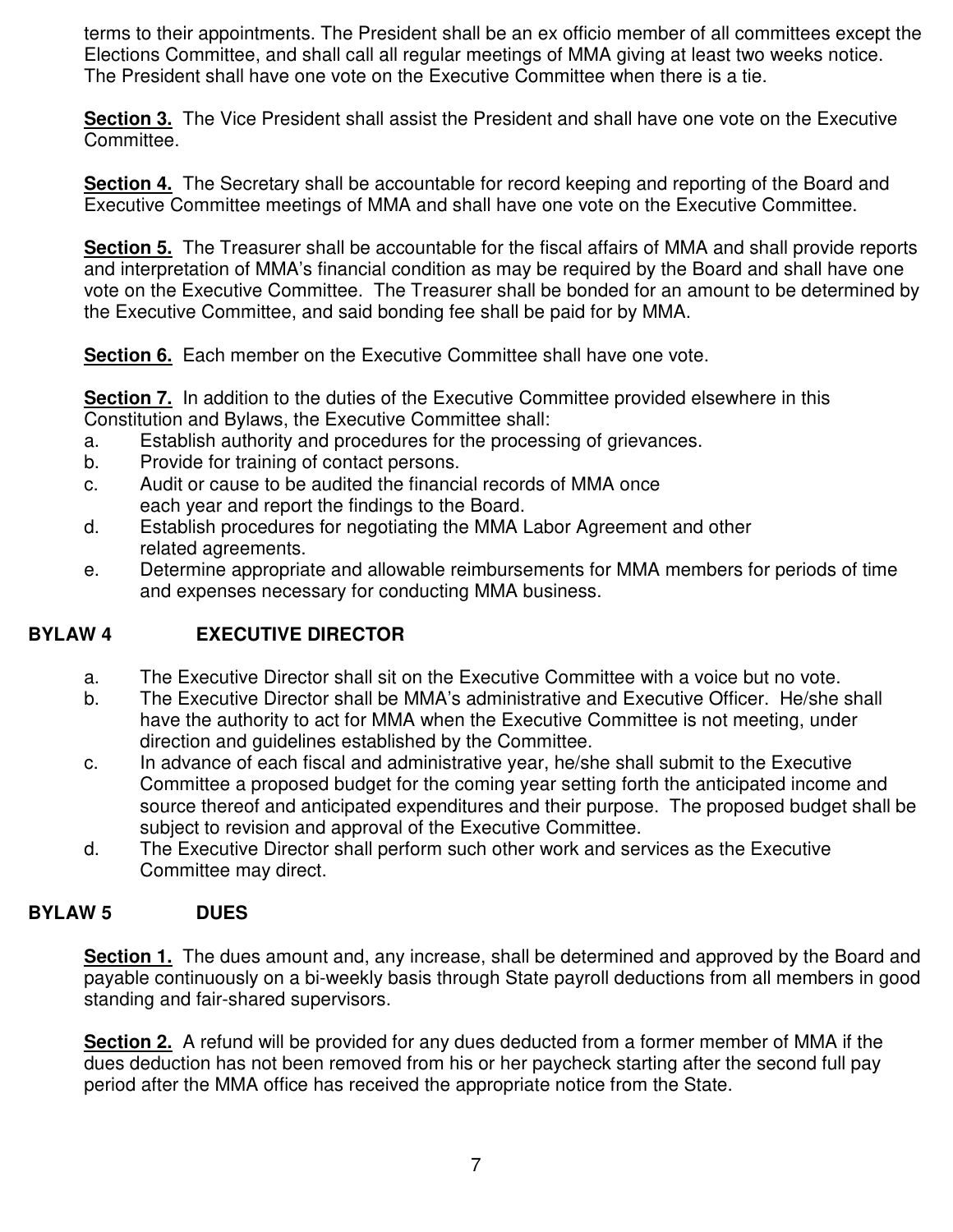terms to their appointments. The President shall be an ex officio member of all committees except the Elections Committee, and shall call all regular meetings of MMA giving at least two weeks notice. The President shall have one vote on the Executive Committee when there is a tie.

**Section 3.** The Vice President shall assist the President and shall have one vote on the Executive Committee.

**Section 4.** The Secretary shall be accountable for record keeping and reporting of the Board and Executive Committee meetings of MMA and shall have one vote on the Executive Committee.

**Section 5.** The Treasurer shall be accountable for the fiscal affairs of MMA and shall provide reports and interpretation of MMA's financial condition as may be required by the Board and shall have one vote on the Executive Committee. The Treasurer shall be bonded for an amount to be determined by the Executive Committee, and said bonding fee shall be paid for by MMA.

**Section 6.** Each member on the Executive Committee shall have one vote.

**Section 7.** In addition to the duties of the Executive Committee provided elsewhere in this Constitution and Bylaws, the Executive Committee shall:

a. Establish authority and procedures for the processing of grievances.
b. Provide for training of contact persons.
c. Audit or cause to be audited the financial records of MMA once each year and report the findings to the Board.
d. Establish procedures for negotiating the MMA Labor Agreement and other related agreements.
e. Determine appropriate and allowable reimbursements for MMA members for periods of time and expenses necessary for conducting MMA business.

## BYLAW 4 EXECUTIVE DIRECTOR

a. The Executive Director shall sit on the Executive Committee with a voice but no vote.
b. The Executive Director shall be MMA's administrative and Executive Officer. He/she shall have the authority to act for MMA when the Executive Committee is not meeting, under direction and guidelines established by the Committee.
c. In advance of each fiscal and administrative year, he/she shall submit to the Executive Committee a proposed budget for the coming year setting forth the anticipated income and source thereof and anticipated expenditures and their purpose. The proposed budget shall be subject to revision and approval of the Executive Committee.
d. The Executive Director shall perform such other work and services as the Executive Committee may direct.

## BYLAW 5 DUES

**Section 1.** The dues amount and, any increase, shall be determined and approved by the Board and payable continuously on a bi-weekly basis through State payroll deductions from all members in good standing and fair-shared supervisors.

**Section 2.** A refund will be provided for any dues deducted from a former member of MMA if the dues deduction has not been removed from his or her paycheck starting after the second full pay period after the MMA office has received the appropriate notice from the State.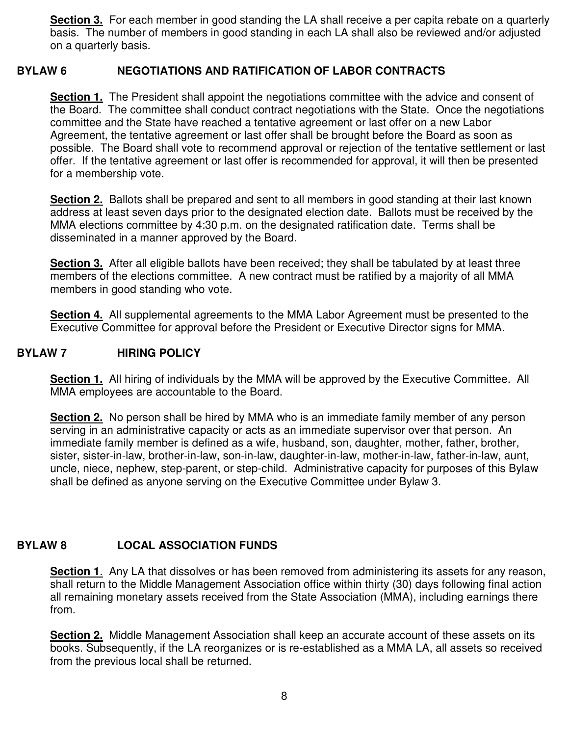**Section 3.** For each member in good standing the LA shall receive a per capita rebate on a quarterly basis. The number of members in good standing in each LA shall also be reviewed and/or adjusted on a quarterly basis.

## BYLAW 6 NEGOTIATIONS AND RATIFICATION OF LABOR CONTRACTS

**Section 1.** The President shall appoint the negotiations committee with the advice and consent of the Board. The committee shall conduct contract negotiations with the State. Once the negotiations committee and the State have reached a tentative agreement or last offer on a new Labor Agreement, the tentative agreement or last offer shall be brought before the Board as soon as possible. The Board shall vote to recommend approval or rejection of the tentative settlement or last offer. If the tentative agreement or last offer is recommended for approval, it will then be presented for a membership vote.

**Section 2.** Ballots shall be prepared and sent to all members in good standing at their last known address at least seven days prior to the designated election date. Ballots must be received by the MMA elections committee by 4:30 p.m. on the designated ratification date. Terms shall be disseminated in a manner approved by the Board.

**Section 3.** After all eligible ballots have been received; they shall be tabulated by at least three members of the elections committee. A new contract must be ratified by a majority of all MMA members in good standing who vote.

**Section 4.** All supplemental agreements to the MMA Labor Agreement must be presented to the Executive Committee for approval before the President or Executive Director signs for MMA.

## BYLAW 7 HIRING POLICY

**Section 1.** All hiring of individuals by the MMA will be approved by the Executive Committee. All MMA employees are accountable to the Board.

**Section 2.** No person shall be hired by MMA who is an immediate family member of any person serving in an administrative capacity or acts as an immediate supervisor over that person. An immediate family member is defined as a wife, husband, son, daughter, mother, father, brother, sister, sister-in-law, brother-in-law, son-in-law, daughter-in-law, mother-in-law, father-in-law, aunt, uncle, niece, nephew, step-parent, or step-child. Administrative capacity for purposes of this Bylaw shall be defined as anyone serving on the Executive Committee under Bylaw 3.

## BYLAW 8 LOCAL ASSOCIATION FUNDS

**Section 1**. Any LA that dissolves or has been removed from administering its assets for any reason, shall return to the Middle Management Association office within thirty (30) days following final action all remaining monetary assets received from the State Association (MMA), including earnings there from.

**Section 2.** Middle Management Association shall keep an accurate account of these assets on its books. Subsequently, if the LA reorganizes or is re-established as a MMA LA, all assets so received from the previous local shall be returned.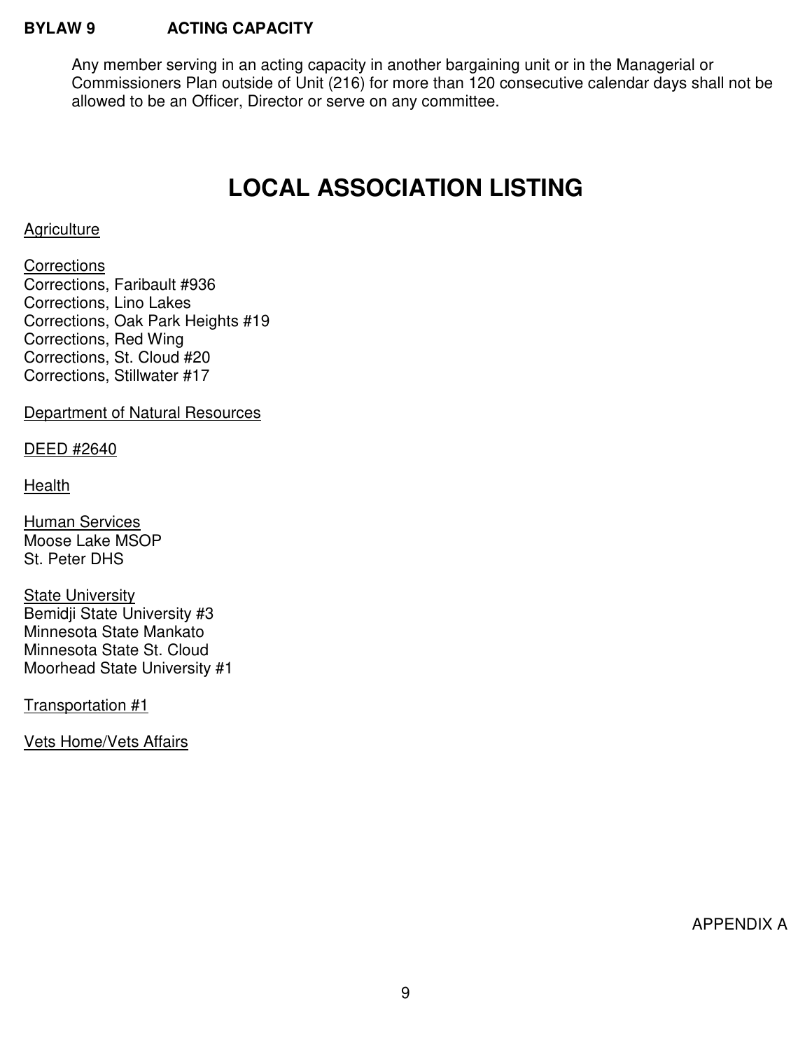**BYLAW 9 ACTING CAPACITY**

Any member serving in an acting capacity in another bargaining unit or in the Managerial or Commissioners Plan outside of Unit (216) for more than 120 consecutive calendar days shall not be allowed to be an Officer, Director or serve on any committee.

# LOCAL ASSOCIATION LISTING

Agriculture

Corrections
Corrections, Faribault #936
Corrections, Lino Lakes
Corrections, Oak Park Heights #19
Corrections, Red Wing
Corrections, St. Cloud #20
Corrections, Stillwater #17

Department of Natural Resources

DEED #2640

Health

Human Services
Moose Lake MSOP
St. Peter DHS

State University
Bemidji State University #3
Minnesota State Mankato
Minnesota State St. Cloud
Moorhead State University #1

Transportation #1

Vets Home/Vets Affairs

APPENDIX A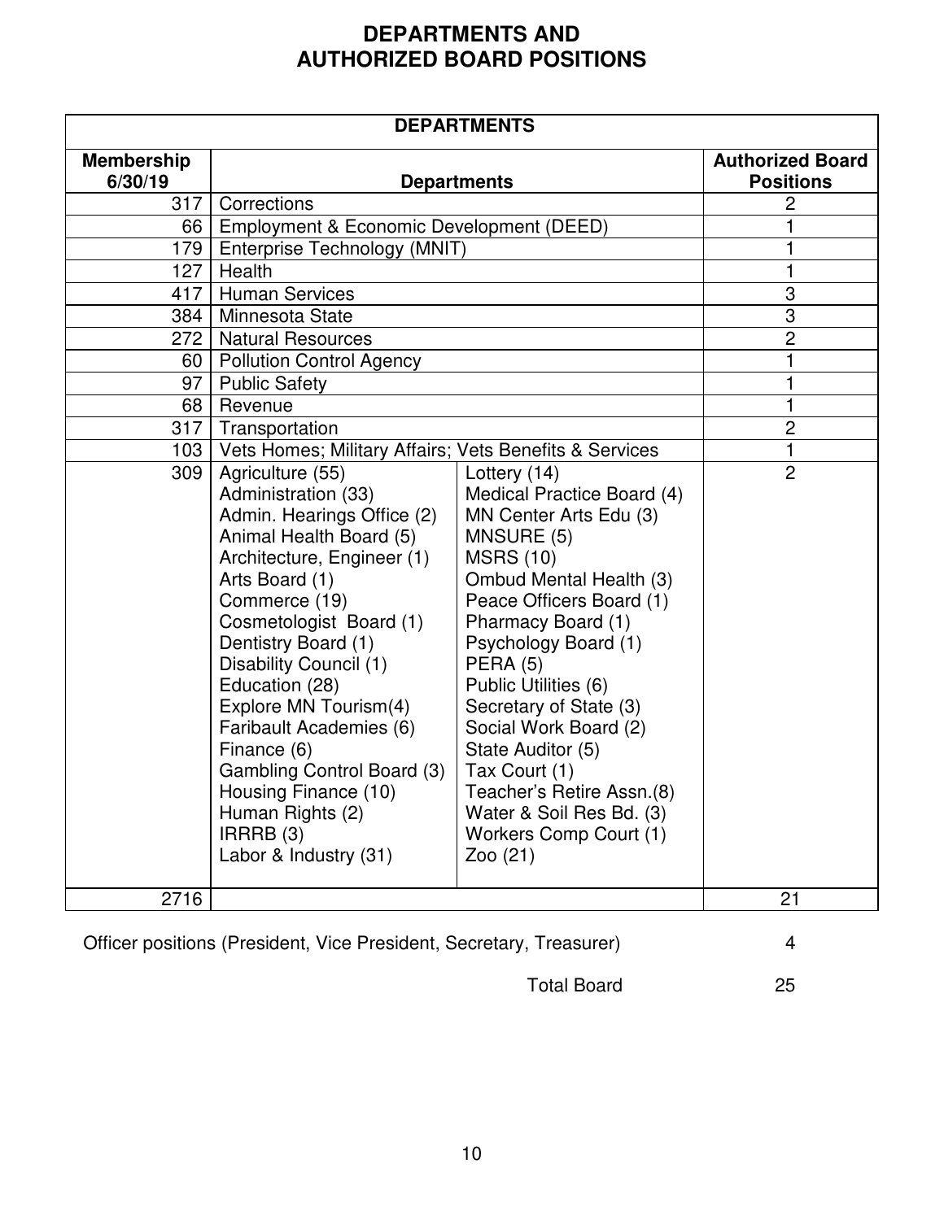# DEPARTMENTS AND AUTHORIZED BOARD POSITIONS

| DEPARTMENTS | | | |
|---|---|---|---|
| **Membership 6/30/19** | **Departments** | | **Authorized Board Positions** |
| 317 | Corrections | | 2 |
| 66 | Employment & Economic Development (DEED) | | 1 |
| 179 | Enterprise Technology (MNIT) | | 1 |
| 127 | Health | | 1 |
| 417 | Human Services | | 3 |
| 384 | Minnesota State | | 3 |
| 272 | Natural Resources | | 2 |
| 60 | Pollution Control Agency | | 1 |
| 97 | Public Safety | | 1 |
| 68 | Revenue | | 1 |
| 317 | Transportation | | 2 |
| 103 | Vets Homes; Military Affairs; Vets Benefits & Services | | 1 |
| 309 | Agriculture (55)<br>Administration (33)<br>Admin. Hearings Office (2)<br>Animal Health Board (5)<br>Architecture, Engineer (1)<br>Arts Board (1)<br>Commerce (19)<br>Cosmetologist Board (1)<br>Dentistry Board (1)<br>Disability Council (1)<br>Education (28)<br>Explore MN Tourism(4)<br>Faribault Academies (6)<br>Finance (6)<br>Gambling Control Board (3)<br>Housing Finance (10)<br>Human Rights (2)<br>IRRRB (3)<br>Labor & Industry (31) | Lottery (14)<br>Medical Practice Board (4)<br>MN Center Arts Edu (3)<br>MNSURE (5)<br>MSRS (10)<br>Ombud Mental Health (3)<br>Peace Officers Board (1)<br>Pharmacy Board (1)<br>Psychology Board (1)<br>PERA (5)<br>Public Utilities (6)<br>Secretary of State (3)<br>Social Work Board (2)<br>State Auditor (5)<br>Tax Court (1)<br>Teacher's Retire Assn.(8)<br>Water & Soil Res Bd. (3)<br>Workers Comp Court (1)<br>Zoo (21) | 2 |
| 2716 | | | 21 |

Officer positions (President, Vice President, Secretary, Treasurer) 4

Total Board 25